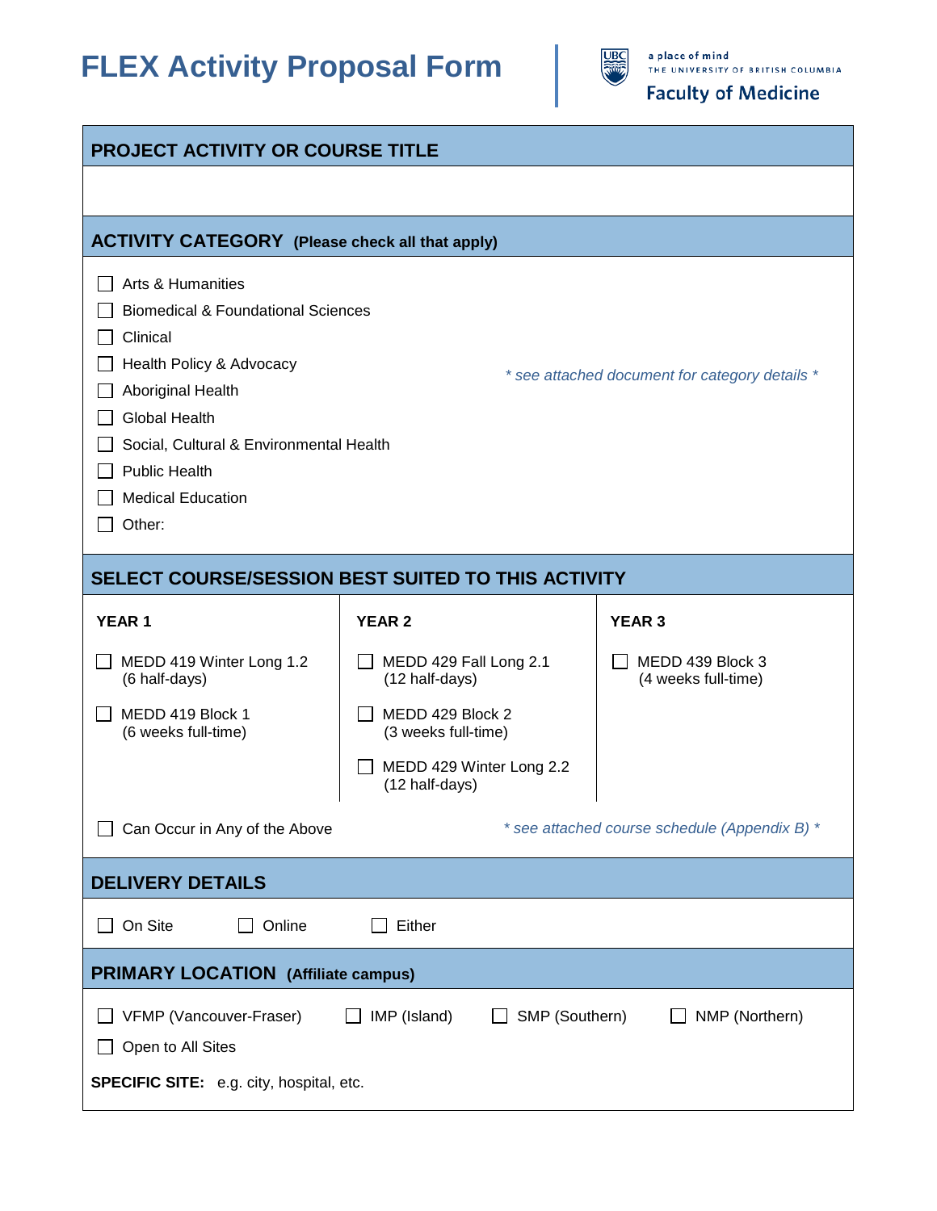# FLEX Activity Proposal Form

a place of mind
THE UNIVERSITY OF BRITISH COLUMBIA
Faculty of Medicine

## PROJECT ACTIVITY OR COURSE TITLE

## ACTIVITY CATEGORY (Please check all that apply)

- ☐ Arts & Humanities
- ☐ Biomedical & Foundational Sciences
- ☐ Clinical
- ☐ Health Policy & Advocacy
- ☐ Aboriginal Health
- ☐ Global Health
- ☐ Social, Cultural & Environmental Health
- ☐ Public Health
- ☐ Medical Education
- ☐ Other:

*\* see attached document for category details \**

## SELECT COURSE/SESSION BEST SUITED TO THIS ACTIVITY

| YEAR 1 | YEAR 2 | YEAR 3 |
|---|---|---|
| ☐ MEDD 419 Winter Long 1.2 (6 half-days) | ☐ MEDD 429 Fall Long 2.1 (12 half-days) | ☐ MEDD 439 Block 3 (4 weeks full-time) |
| ☐ MEDD 419 Block 1 (6 weeks full-time) | ☐ MEDD 429 Block 2 (3 weeks full-time) | |
| | ☐ MEDD 429 Winter Long 2.2 (12 half-days) | |

☐ Can Occur in Any of the Above

*\* see attached course schedule (Appendix B) \**

## DELIVERY DETAILS

☐ On Site ☐ Online ☐ Either

## PRIMARY LOCATION (Affiliate campus)

☐ VFMP (Vancouver-Fraser) ☐ IMP (Island) ☐ SMP (Southern) ☐ NMP (Northern)

☐ Open to All Sites

**SPECIFIC SITE:** e.g. city, hospital, etc.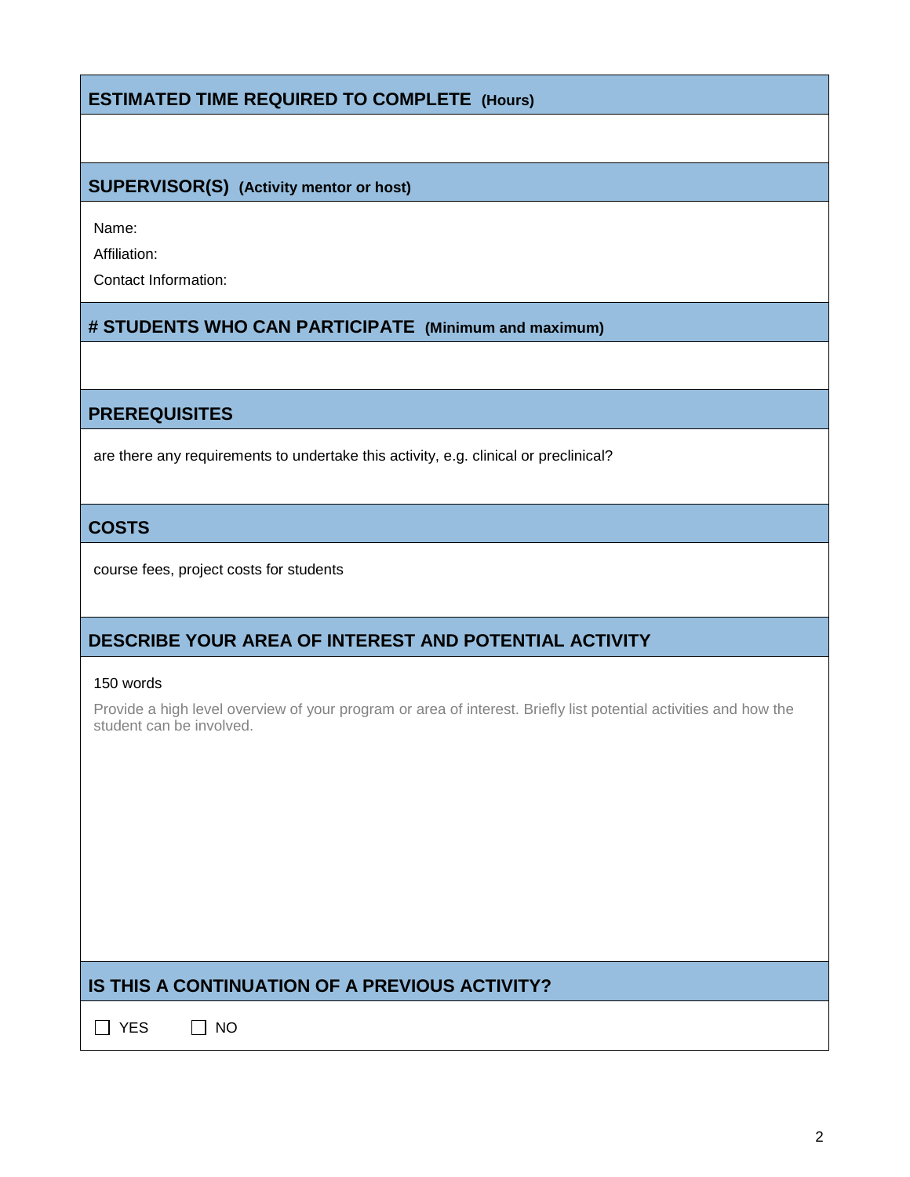## ESTIMATED TIME REQUIRED TO COMPLETE (Hours)

## SUPERVISOR(S) (Activity mentor or host)

Name:

Affiliation:

Contact Information:

## # STUDENTS WHO CAN PARTICIPATE (Minimum and maximum)

## PREREQUISITES

are there any requirements to undertake this activity, e.g. clinical or preclinical?

## COSTS

course fees, project costs for students

## DESCRIBE YOUR AREA OF INTEREST AND POTENTIAL ACTIVITY

150 words

Provide a high level overview of your program or area of interest. Briefly list potential activities and how the student can be involved.

## IS THIS A CONTINUATION OF A PREVIOUS ACTIVITY?

☐ YES ☐ NO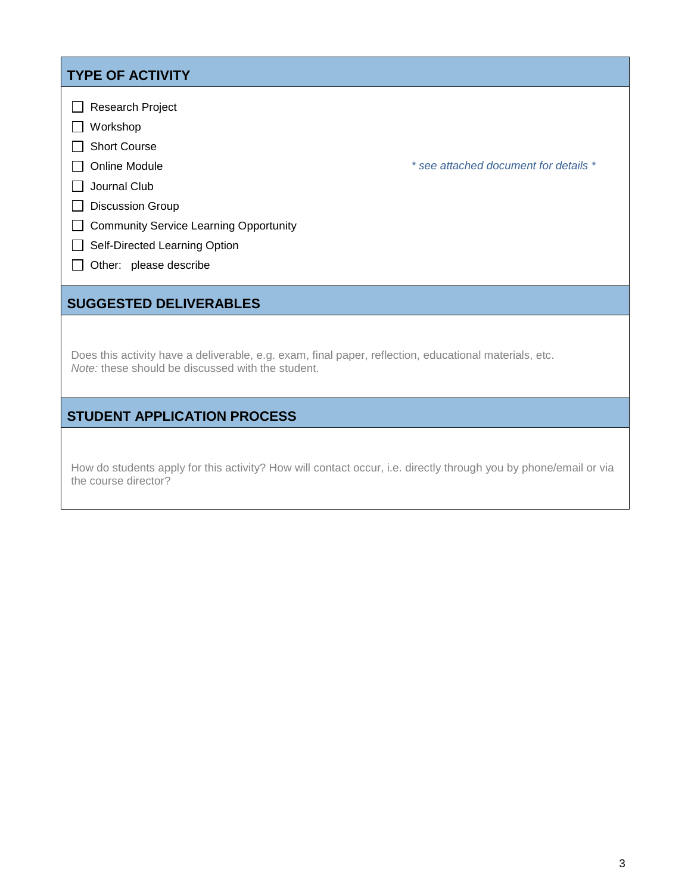## TYPE OF ACTIVITY

- ☐ Research Project
- ☐ Workshop
- ☐ Short Course
- ☐ Online Module
- ☐ Journal Club
- ☐ Discussion Group
- ☐ Community Service Learning Opportunity
- ☐ Self-Directed Learning Option
- ☐ Other: please describe

*\* see attached document for details \**

## SUGGESTED DELIVERABLES

Does this activity have a deliverable, e.g. exam, final paper, reflection, educational materials, etc.
*Note:* these should be discussed with the student.

## STUDENT APPLICATION PROCESS

How do students apply for this activity? How will contact occur, i.e. directly through you by phone/email or via the course director?